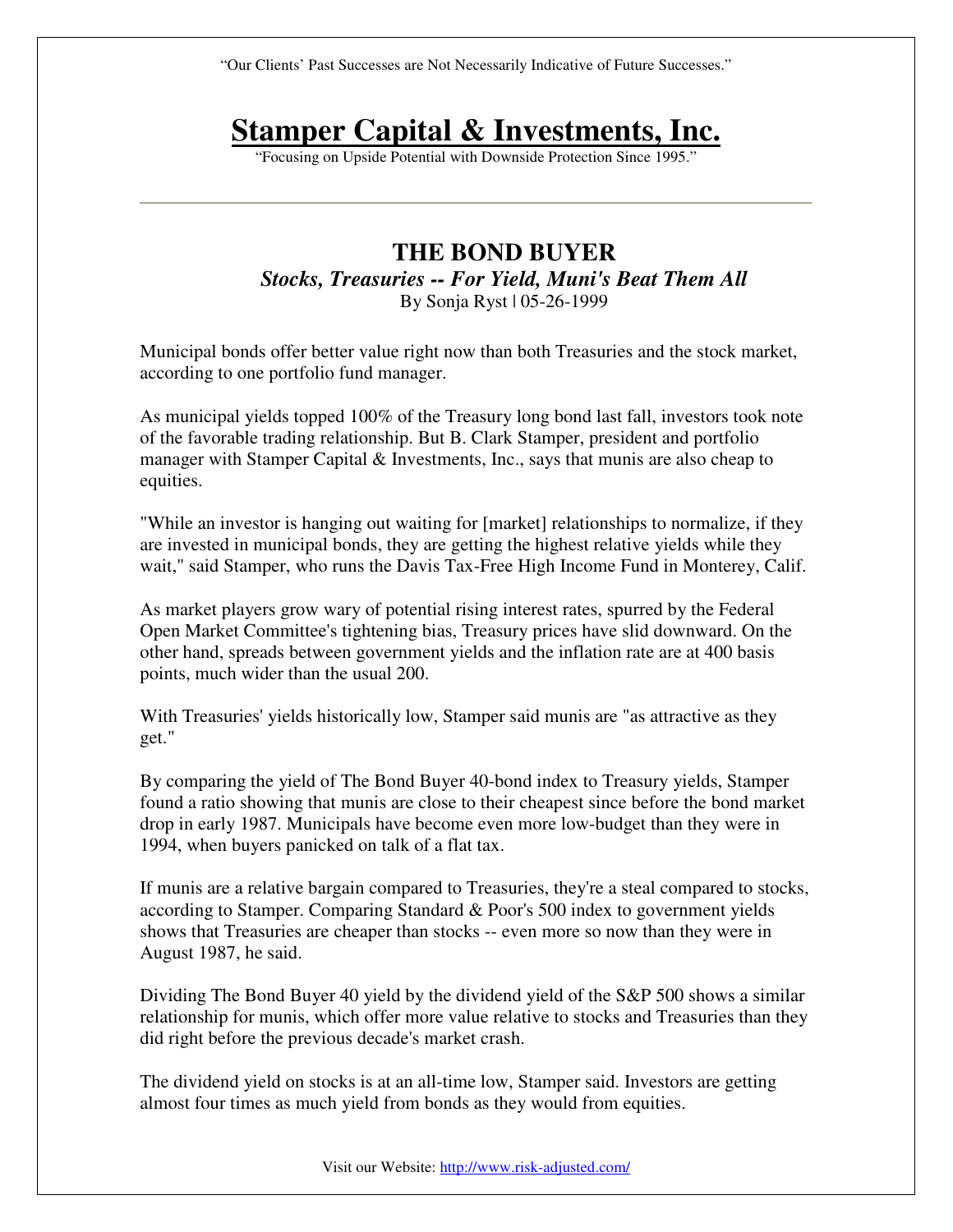"Our Clients' Past Successes are Not Necessarily Indicative of Future Successes."

# Stamper Capital & Investments, Inc.

"Focusing on Upside Potential with Downside Protection Since 1995."

---

## THE BOND BUYER

### *Stocks, Treasuries -- For Yield, Muni's Beat Them All*

By Sonja Ryst | 05-26-1999

Municipal bonds offer better value right now than both Treasuries and the stock market, according to one portfolio fund manager.

As municipal yields topped 100% of the Treasury long bond last fall, investors took note of the favorable trading relationship. But B. Clark Stamper, president and portfolio manager with Stamper Capital & Investments, Inc., says that munis are also cheap to equities.

"While an investor is hanging out waiting for [market] relationships to normalize, if they are invested in municipal bonds, they are getting the highest relative yields while they wait," said Stamper, who runs the Davis Tax-Free High Income Fund in Monterey, Calif.

As market players grow wary of potential rising interest rates, spurred by the Federal Open Market Committee's tightening bias, Treasury prices have slid downward. On the other hand, spreads between government yields and the inflation rate are at 400 basis points, much wider than the usual 200.

With Treasuries' yields historically low, Stamper said munis are "as attractive as they get."

By comparing the yield of The Bond Buyer 40-bond index to Treasury yields, Stamper found a ratio showing that munis are close to their cheapest since before the bond market drop in early 1987. Municipals have become even more low-budget than they were in 1994, when buyers panicked on talk of a flat tax.

If munis are a relative bargain compared to Treasuries, they're a steal compared to stocks, according to Stamper. Comparing Standard & Poor's 500 index to government yields shows that Treasuries are cheaper than stocks -- even more so now than they were in August 1987, he said.

Dividing The Bond Buyer 40 yield by the dividend yield of the S&P 500 shows a similar relationship for munis, which offer more value relative to stocks and Treasuries than they did right before the previous decade's market crash.

The dividend yield on stocks is at an all-time low, Stamper said. Investors are getting almost four times as much yield from bonds as they would from equities.

Visit our Website: http://www.risk-adjusted.com/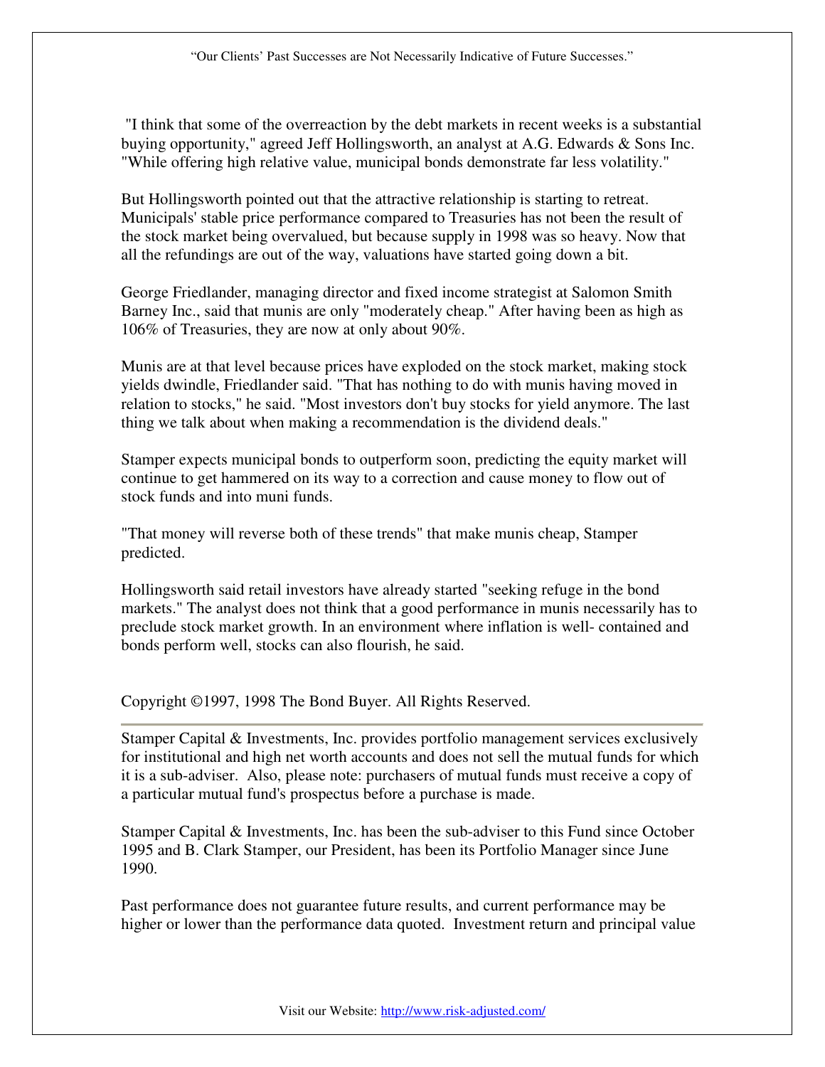"I think that some of the overreaction by the debt markets in recent weeks is a substantial buying opportunity," agreed Jeff Hollingsworth, an analyst at A.G. Edwards & Sons Inc. "While offering high relative value, municipal bonds demonstrate far less volatility."

But Hollingsworth pointed out that the attractive relationship is starting to retreat. Municipals' stable price performance compared to Treasuries has not been the result of the stock market being overvalued, but because supply in 1998 was so heavy. Now that all the refundings are out of the way, valuations have started going down a bit.

George Friedlander, managing director and fixed income strategist at Salomon Smith Barney Inc., said that munis are only "moderately cheap." After having been as high as 106% of Treasuries, they are now at only about 90%.

Munis are at that level because prices have exploded on the stock market, making stock yields dwindle, Friedlander said. "That has nothing to do with munis having moved in relation to stocks," he said. "Most investors don't buy stocks for yield anymore. The last thing we talk about when making a recommendation is the dividend deals."

Stamper expects municipal bonds to outperform soon, predicting the equity market will continue to get hammered on its way to a correction and cause money to flow out of stock funds and into muni funds.

"That money will reverse both of these trends" that make munis cheap, Stamper predicted.

Hollingsworth said retail investors have already started "seeking refuge in the bond markets." The analyst does not think that a good performance in munis necessarily has to preclude stock market growth. In an environment where inflation is well- contained and bonds perform well, stocks can also flourish, he said.

Copyright ©1997, 1998 The Bond Buyer. All Rights Reserved.

---

Stamper Capital & Investments, Inc. provides portfolio management services exclusively for institutional and high net worth accounts and does not sell the mutual funds for which it is a sub-adviser. Also, please note: purchasers of mutual funds must receive a copy of a particular mutual fund's prospectus before a purchase is made.

Stamper Capital & Investments, Inc. has been the sub-adviser to this Fund since October 1995 and B. Clark Stamper, our President, has been its Portfolio Manager since June 1990.

Past performance does not guarantee future results, and current performance may be higher or lower than the performance data quoted. Investment return and principal value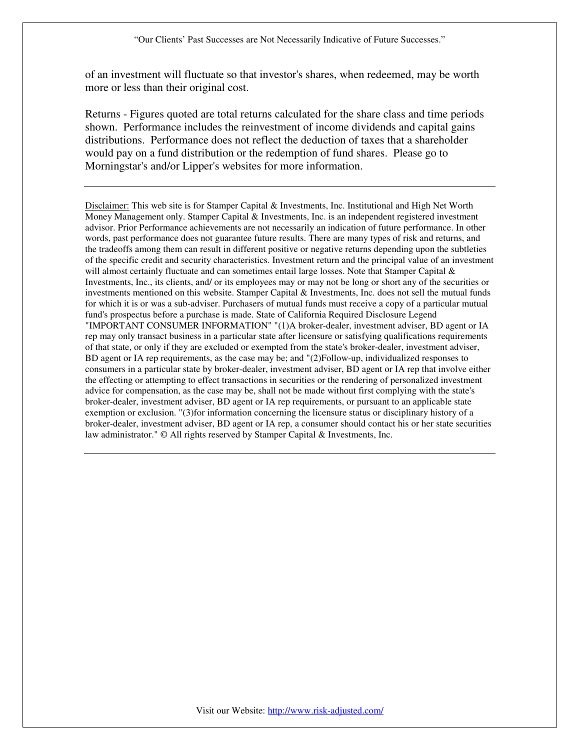of an investment will fluctuate so that investor's shares, when redeemed, may be worth more or less than their original cost.

Returns - Figures quoted are total returns calculated for the share class and time periods shown. Performance includes the reinvestment of income dividends and capital gains distributions. Performance does not reflect the deduction of taxes that a shareholder would pay on a fund distribution or the redemption of fund shares. Please go to Morningstar's and/or Lipper's websites for more information.

---

Disclaimer: This web site is for Stamper Capital & Investments, Inc. Institutional and High Net Worth Money Management only. Stamper Capital & Investments, Inc. is an independent registered investment advisor. Prior Performance achievements are not necessarily an indication of future performance. In other words, past performance does not guarantee future results. There are many types of risk and returns, and the tradeoffs among them can result in different positive or negative returns depending upon the subtleties of the specific credit and security characteristics. Investment return and the principal value of an investment will almost certainly fluctuate and can sometimes entail large losses. Note that Stamper Capital & Investments, Inc., its clients, and/ or its employees may or may not be long or short any of the securities or investments mentioned on this website. Stamper Capital & Investments, Inc. does not sell the mutual funds for which it is or was a sub-adviser. Purchasers of mutual funds must receive a copy of a particular mutual fund's prospectus before a purchase is made. State of California Required Disclosure Legend "IMPORTANT CONSUMER INFORMATION" "(1)A broker-dealer, investment adviser, BD agent or IA rep may only transact business in a particular state after licensure or satisfying qualifications requirements of that state, or only if they are excluded or exempted from the state's broker-dealer, investment adviser, BD agent or IA rep requirements, as the case may be; and "(2)Follow-up, individualized responses to consumers in a particular state by broker-dealer, investment adviser, BD agent or IA rep that involve either the effecting or attempting to effect transactions in securities or the rendering of personalized investment advice for compensation, as the case may be, shall not be made without first complying with the state's broker-dealer, investment adviser, BD agent or IA rep requirements, or pursuant to an applicable state exemption or exclusion. "(3)for information concerning the licensure status or disciplinary history of a broker-dealer, investment adviser, BD agent or IA rep, a consumer should contact his or her state securities law administrator." © All rights reserved by Stamper Capital & Investments, Inc.

---